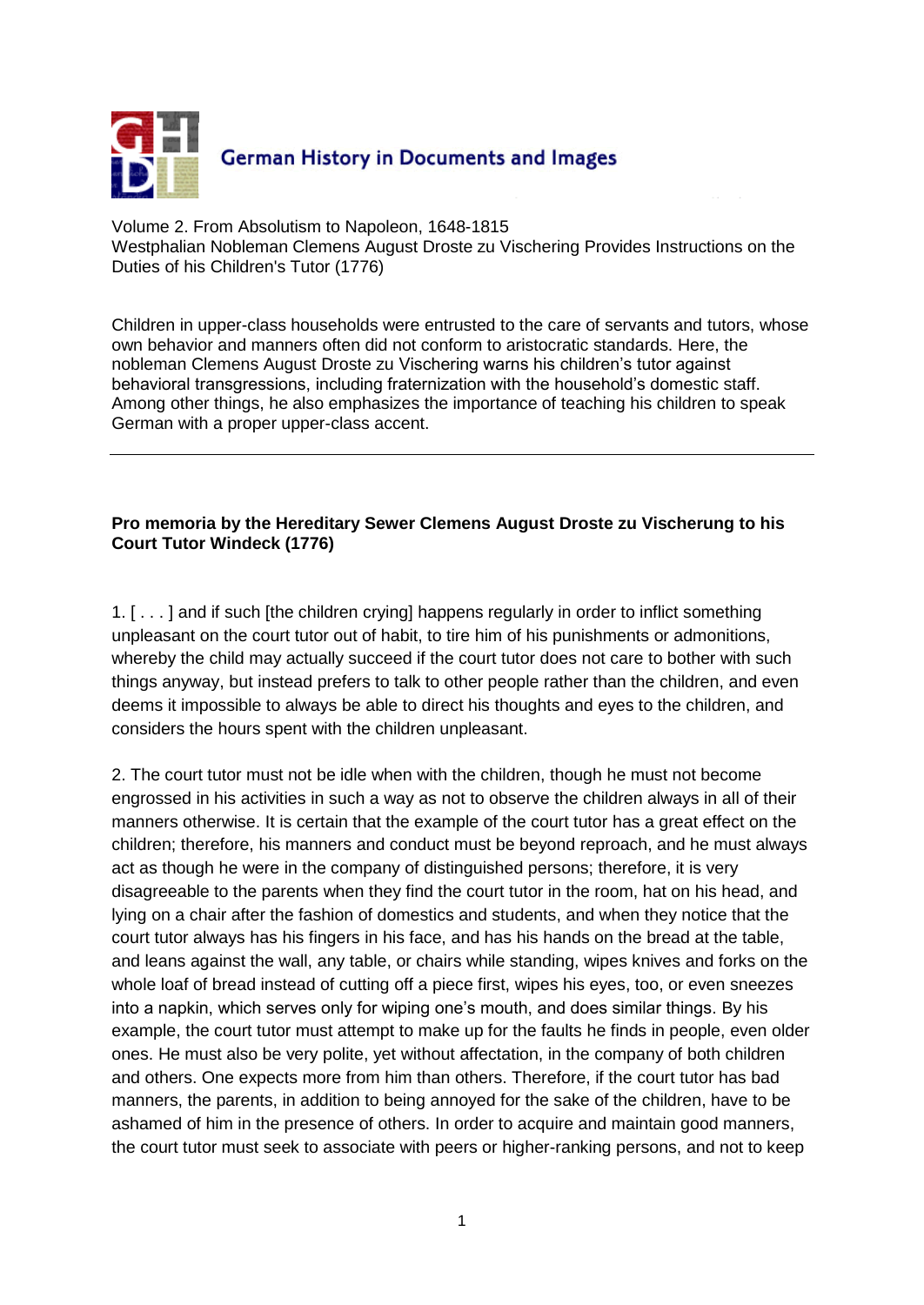German History in Documents and Images

Volume 2. From Absolutism to Napoleon, 1648-1815
Westphalian Nobleman Clemens August Droste zu Vischering Provides Instructions on the Duties of his Children's Tutor (1776)

Children in upper-class households were entrusted to the care of servants and tutors, whose own behavior and manners often did not conform to aristocratic standards. Here, the nobleman Clemens August Droste zu Vischering warns his children's tutor against behavioral transgressions, including fraternization with the household's domestic staff. Among other things, he also emphasizes the importance of teaching his children to speak German with a proper upper-class accent.

---

**Pro memoria by the Hereditary Sewer Clemens August Droste zu Vischerung to his Court Tutor Windeck (1776)**

1. [ . . . ] and if such [the children crying] happens regularly in order to inflict something unpleasant on the court tutor out of habit, to tire him of his punishments or admonitions, whereby the child may actually succeed if the court tutor does not care to bother with such things anyway, but instead prefers to talk to other people rather than the children, and even deems it impossible to always be able to direct his thoughts and eyes to the children, and considers the hours spent with the children unpleasant.

2. The court tutor must not be idle when with the children, though he must not become engrossed in his activities in such a way as not to observe the children always in all of their manners otherwise. It is certain that the example of the court tutor has a great effect on the children; therefore, his manners and conduct must be beyond reproach, and he must always act as though he were in the company of distinguished persons; therefore, it is very disagreeable to the parents when they find the court tutor in the room, hat on his head, and lying on a chair after the fashion of domestics and students, and when they notice that the court tutor always has his fingers in his face, and has his hands on the bread at the table, and leans against the wall, any table, or chairs while standing, wipes knives and forks on the whole loaf of bread instead of cutting off a piece first, wipes his eyes, too, or even sneezes into a napkin, which serves only for wiping one's mouth, and does similar things. By his example, the court tutor must attempt to make up for the faults he finds in people, even older ones. He must also be very polite, yet without affectation, in the company of both children and others. One expects more from him than others. Therefore, if the court tutor has bad manners, the parents, in addition to being annoyed for the sake of the children, have to be ashamed of him in the presence of others. In order to acquire and maintain good manners, the court tutor must seek to associate with peers or higher-ranking persons, and not to keep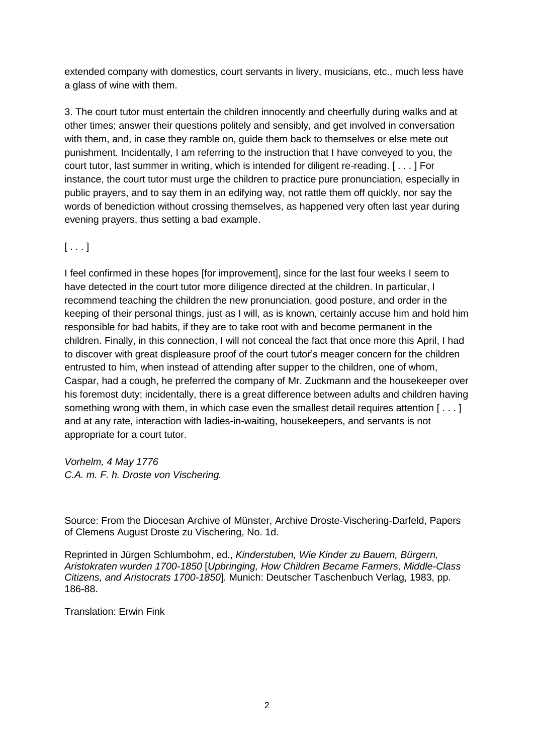extended company with domestics, court servants in livery, musicians, etc., much less have a glass of wine with them.

3. The court tutor must entertain the children innocently and cheerfully during walks and at other times; answer their questions politely and sensibly, and get involved in conversation with them, and, in case they ramble on, guide them back to themselves or else mete out punishment. Incidentally, I am referring to the instruction that I have conveyed to you, the court tutor, last summer in writing, which is intended for diligent re-reading. [ . . . ] For instance, the court tutor must urge the children to practice pure pronunciation, especially in public prayers, and to say them in an edifying way, not rattle them off quickly, nor say the words of benediction without crossing themselves, as happened very often last year during evening prayers, thus setting a bad example.

[ . . . ]

I feel confirmed in these hopes [for improvement], since for the last four weeks I seem to have detected in the court tutor more diligence directed at the children. In particular, I recommend teaching the children the new pronunciation, good posture, and order in the keeping of their personal things, just as I will, as is known, certainly accuse him and hold him responsible for bad habits, if they are to take root with and become permanent in the children. Finally, in this connection, I will not conceal the fact that once more this April, I had to discover with great displeasure proof of the court tutor's meager concern for the children entrusted to him, when instead of attending after supper to the children, one of whom, Caspar, had a cough, he preferred the company of Mr. Zuckmann and the housekeeper over his foremost duty; incidentally, there is a great difference between adults and children having something wrong with them, in which case even the smallest detail requires attention [ . . . ] and at any rate, interaction with ladies-in-waiting, housekeepers, and servants is not appropriate for a court tutor.

*Vorhelm, 4 May 1776*
*C.A. m. F. h. Droste von Vischering.*

Source: From the Diocesan Archive of Münster, Archive Droste-Vischering-Darfeld, Papers of Clemens August Droste zu Vischering, No. 1d.

Reprinted in Jürgen Schlumbohm, ed., *Kinderstuben, Wie Kinder zu Bauern, Bürgern, Aristokraten wurden 1700-1850* [*Upbringing, How Children Became Farmers, Middle-Class Citizens, and Aristocrats 1700-1850*]. Munich: Deutscher Taschenbuch Verlag, 1983, pp. 186-88.

Translation: Erwin Fink